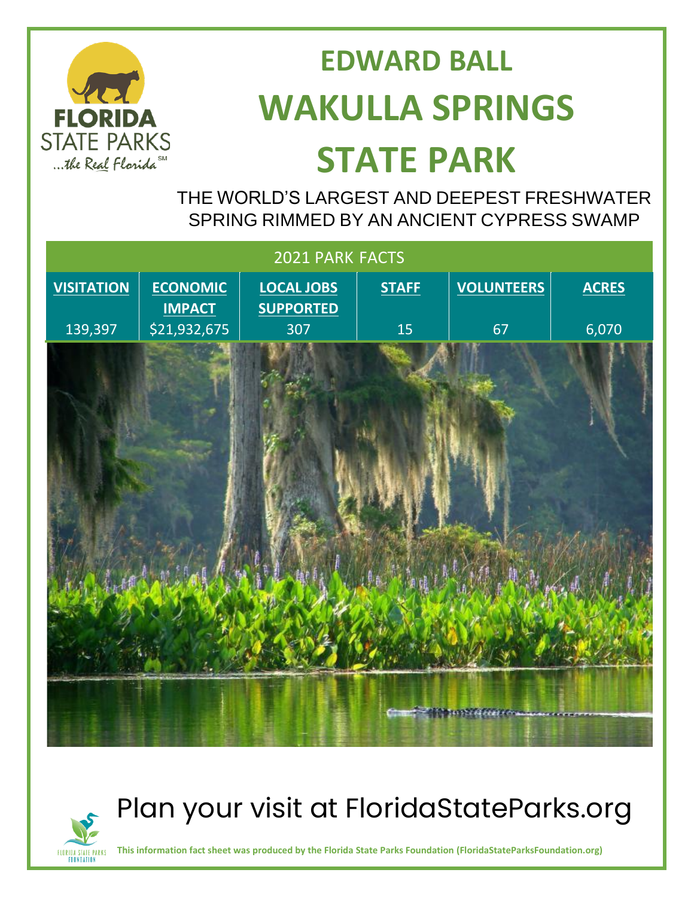# EDWARD BALL WAKULLA SPRINGS STATE PARK

THE WORLD'S LARGEST AND DEEPEST FRESHWATER SPRING RIMMED BY AN ANCIENT CYPRESS SWAMP

| 2021 PARK FACTS | | | | | |
|---|---|---|---|---|---|
| VISITATION | ECONOMIC IMPACT | LOCAL JOBS SUPPORTED | STAFF | VOLUNTEERS | ACRES |
| 139,397 | $21,932,675 | 307 | 15 | 67 | 6,070 |

Plan your visit at FloridaStateParks.org

**This information fact sheet was produced by the Florida State Parks Foundation (FloridaStateParksFoundation.org)**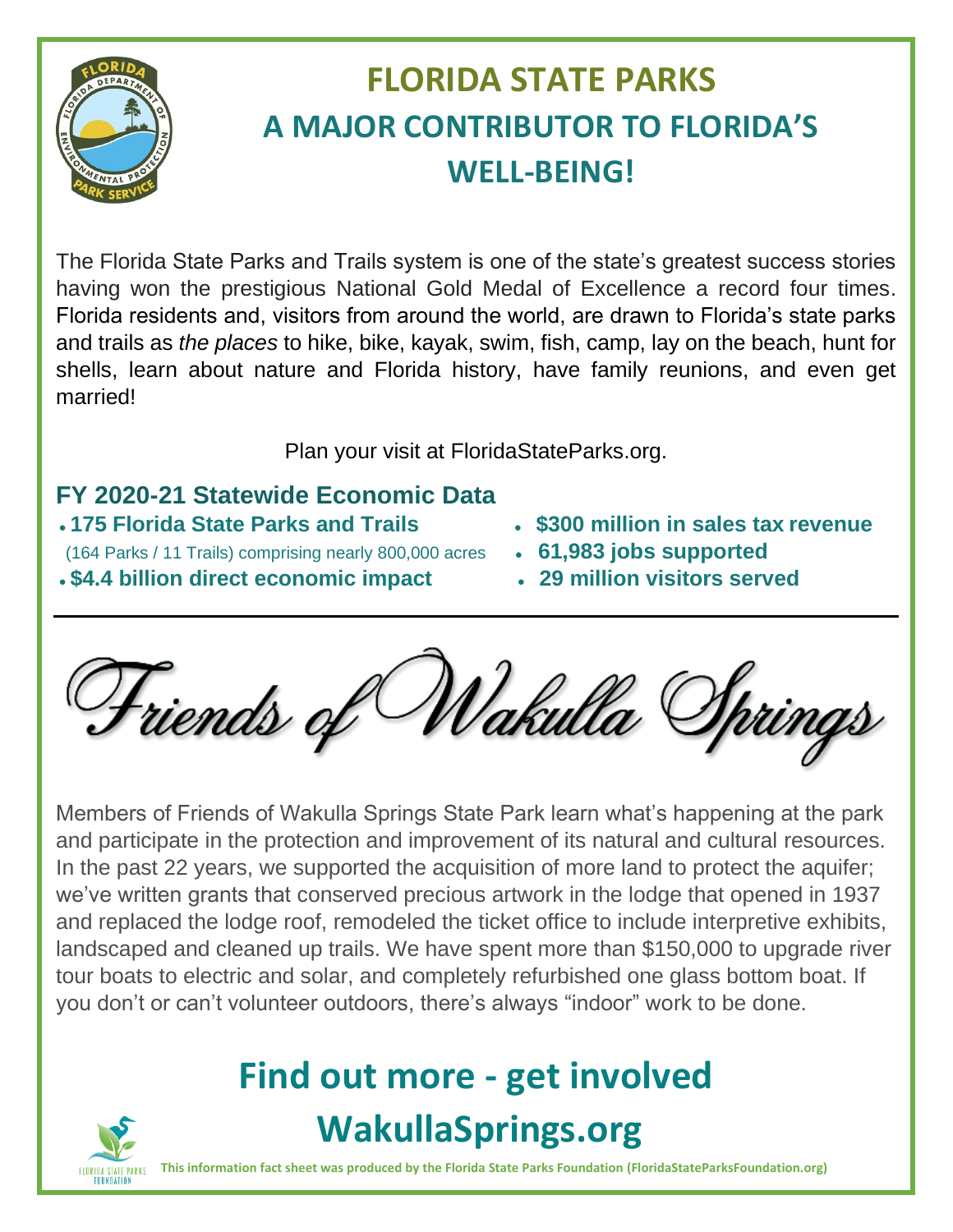# FLORIDA STATE PARKS
# A MAJOR CONTRIBUTOR TO FLORIDA'S WELL-BEING!

The Florida State Parks and Trails system is one of the state's greatest success stories having won the prestigious National Gold Medal of Excellence a record four times. Florida residents and, visitors from around the world, are drawn to Florida's state parks and trails as *the places* to hike, bike, kayak, swim, fish, camp, lay on the beach, hunt for shells, learn about nature and Florida history, have family reunions, and even get married!

Plan your visit at FloridaStateParks.org.

## FY 2020-21 Statewide Economic Data

- **175 Florida State Parks and Trails**
  (164 Parks / 11 Trails) comprising nearly 800,000 acres
- **$4.4 billion direct economic impact**
- **$300 million in sales tax revenue**
- **61,983 jobs supported**
- **29 million visitors served**

---

## Friends of Wakulla Springs

Members of Friends of Wakulla Springs State Park learn what's happening at the park and participate in the protection and improvement of its natural and cultural resources. In the past 22 years, we supported the acquisition of more land to protect the aquifer; we've written grants that conserved precious artwork in the lodge that opened in 1937 and replaced the lodge roof, remodeled the ticket office to include interpretive exhibits, landscaped and cleaned up trails. We have spent more than $150,000 to upgrade river tour boats to electric and solar, and completely refurbished one glass bottom boat. If you don't or can't volunteer outdoors, there's always "indoor" work to be done.

# Find out more - get involved
# WakullaSprings.org

**This information fact sheet was produced by the Florida State Parks Foundation (FloridaStateParksFoundation.org)**